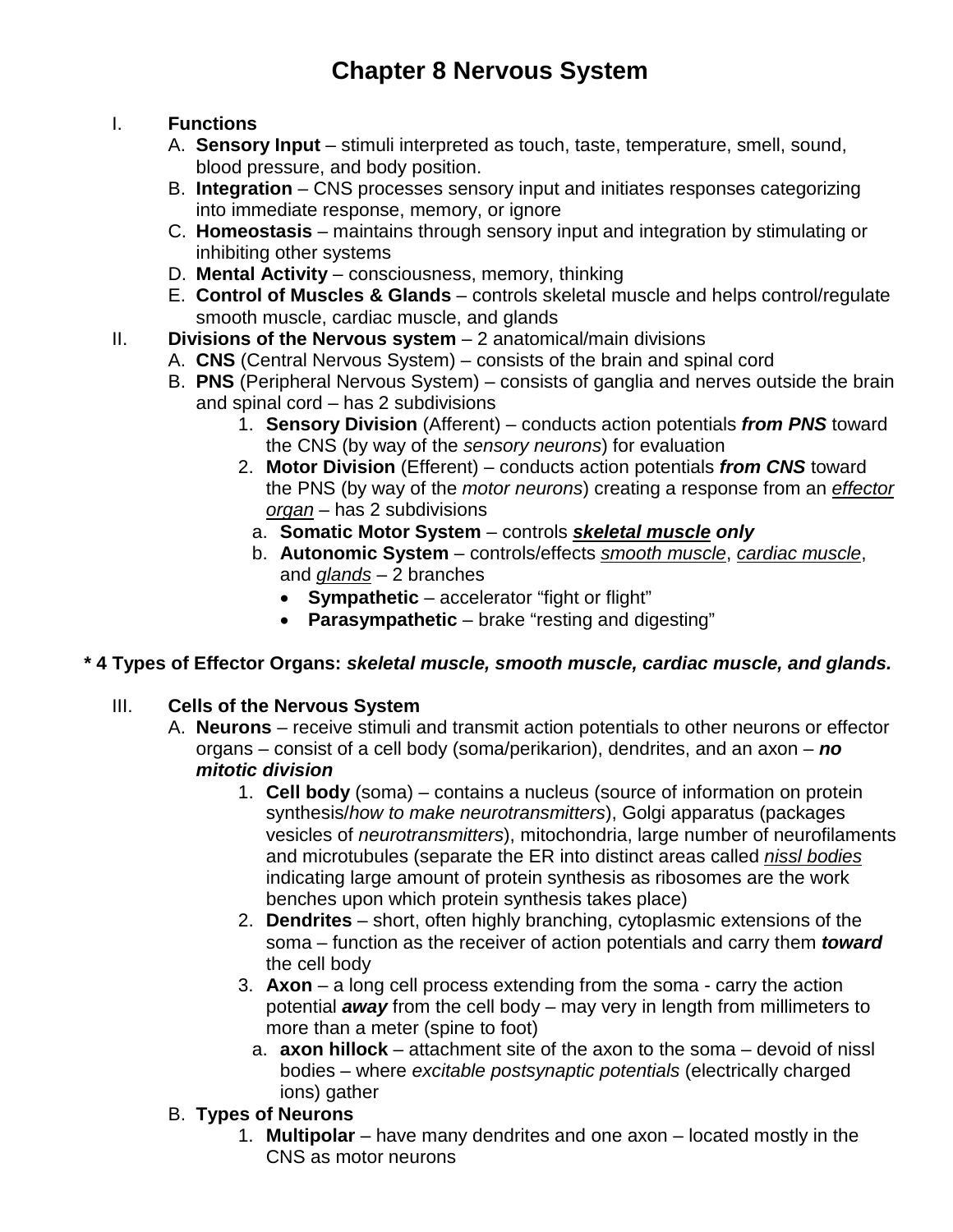# Chapter 8 Nervous System

I. **Functions**
   A. **Sensory Input** – stimuli interpreted as touch, taste, temperature, smell, sound, blood pressure, and body position.
   B. **Integration** – CNS processes sensory input and initiates responses categorizing into immediate response, memory, or ignore
   C. **Homeostasis** – maintains through sensory input and integration by stimulating or inhibiting other systems
   D. **Mental Activity** – consciousness, memory, thinking
   E. **Control of Muscles & Glands** – controls skeletal muscle and helps control/regulate smooth muscle, cardiac muscle, and glands

II. **Divisions of the Nervous system** – 2 anatomical/main divisions
   A. **CNS** (Central Nervous System) – consists of the brain and spinal cord
   B. **PNS** (Peripheral Nervous System) – consists of ganglia and nerves outside the brain and spinal cord – has 2 subdivisions
      1. **Sensory Division** (Afferent) – conducts action potentials ***from PNS*** toward the CNS (by way of the *sensory neurons*) for evaluation
      2. **Motor Division** (Efferent) – conducts action potentials ***from CNS*** toward the PNS (by way of the *motor neurons*) creating a response from an <u>*effector organ*</u> – has 2 subdivisions
         a. **Somatic Motor System** – controls <u>***skeletal muscle***</u> ***only***
         b. **Autonomic System** – controls/effects <u>*smooth muscle*</u>, <u>*cardiac muscle*</u>, and <u>*glands*</u> – 2 branches
            - **Sympathetic** – accelerator “fight or flight”
            - **Parasympathetic** – brake “resting and digesting”

**\* 4 Types of Effector Organs: *skeletal muscle, smooth muscle, cardiac muscle, and glands.***

III. **Cells of the Nervous System**
   A. **Neurons** – receive stimuli and transmit action potentials to other neurons or effector organs – consist of a cell body (soma/perikarion), dendrites, and an axon – ***no mitotic division***
      1. **Cell body** (soma) – contains a nucleus (source of information on protein synthesis/*how to make neurotransmitters*), Golgi apparatus (packages vesicles of *neurotransmitters*), mitochondria, large number of neurofilaments and microtubules (separate the ER into distinct areas called <u>*nissl bodies*</u> indicating large amount of protein synthesis as ribosomes are the work benches upon which protein synthesis takes place)
      2. **Dendrites** – short, often highly branching, cytoplasmic extensions of the soma – function as the receiver of action potentials and carry them ***toward*** the cell body
      3. **Axon** – a long cell process extending from the soma - carry the action potential ***away*** from the cell body – may very in length from millimeters to more than a meter (spine to foot)
         a. **axon hillock** – attachment site of the axon to the soma – devoid of nissl bodies – where *excitable postsynaptic potentials* (electrically charged ions) gather
   B. **Types of Neurons**
      1. **Multipolar** – have many dendrites and one axon – located mostly in the CNS as motor neurons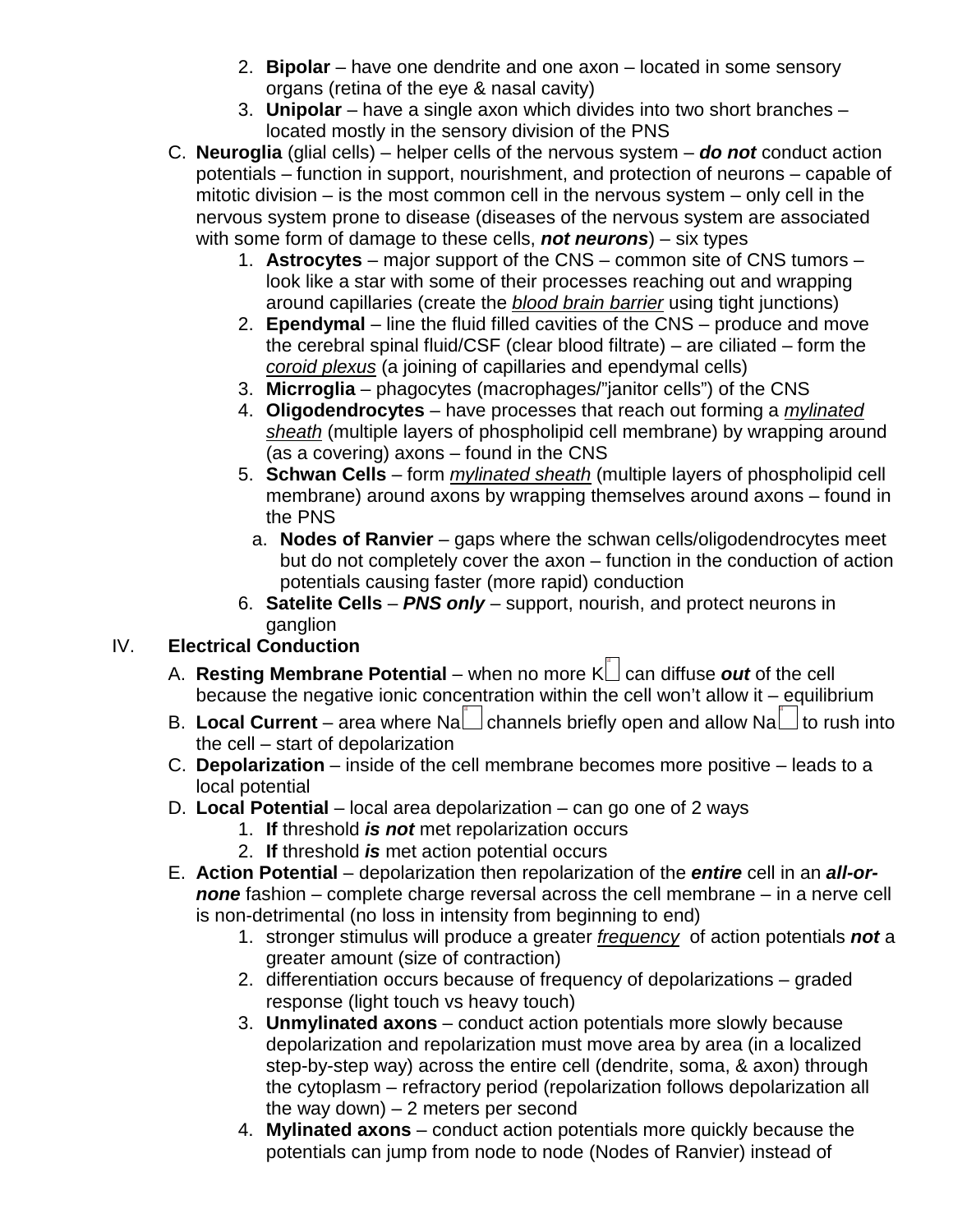2. **Bipolar** – have one dendrite and one axon – located in some sensory organs (retina of the eye & nasal cavity)
3. **Unipolar** – have a single axon which divides into two short branches – located mostly in the sensory division of the PNS

C. **Neuroglia** (glial cells) – helper cells of the nervous system – ***do not*** conduct action potentials – function in support, nourishment, and protection of neurons – capable of mitotic division – is the most common cell in the nervous system – only cell in the nervous system prone to disease (diseases of the nervous system are associated with some form of damage to these cells, ***not neurons***) – six types

1. **Astrocytes** – major support of the CNS – common site of CNS tumors – look like a star with some of their processes reaching out and wrapping around capillaries (create the <u>*blood brain barrier*</u> using tight junctions)
2. **Ependymal** – line the fluid filled cavities of the CNS – produce and move the cerebral spinal fluid/CSF (clear blood filtrate) – are ciliated – form the <u>*coroid plexus*</u> (a joining of capillaries and ependymal cells)
3. **Micrroglia** – phagocytes (macrophages/"janitor cells") of the CNS
4. **Oligodendrocytes** – have processes that reach out forming a <u>*mylinated sheath*</u> (multiple layers of phospholipid cell membrane) by wrapping around (as a covering) axons – found in the CNS
5. **Schwan Cells** – form <u>*mylinated sheath*</u> (multiple layers of phospholipid cell membrane) around axons by wrapping themselves around axons – found in the PNS
   a. **Nodes of Ranvier** – gaps where the schwan cells/oligodendrocytes meet but do not completely cover the axon – function in the conduction of action potentials causing faster (more rapid) conduction
6. **Satelite Cells** – ***PNS only*** – support, nourish, and protect neurons in ganglion

## IV. Electrical Conduction

A. **Resting Membrane Potential** – when no more $K^{+}$ can diffuse ***out*** of the cell because the negative ionic concentration within the cell won't allow it – equilibrium

B. **Local Current** – area where $Na^{+}$ channels briefly open and allow $Na^{+}$ to rush into the cell – start of depolarization

C. **Depolarization** – inside of the cell membrane becomes more positive – leads to a local potential

D. **Local Potential** – local area depolarization – can go one of 2 ways

1. **If** threshold ***is not*** met repolarization occurs
2. **If** threshold ***is*** met action potential occurs

E. **Action Potential** – depolarization then repolarization of the ***entire*** cell in an ***all-or-none*** fashion – complete charge reversal across the cell membrane – in a nerve cell is non-detrimental (no loss in intensity from beginning to end)

1. stronger stimulus will produce a greater <u>*frequency*</u> of action potentials ***not*** a greater amount (size of contraction)
2. differentiation occurs because of frequency of depolarizations – graded response (light touch vs heavy touch)
3. **Unmylinated axons** – conduct action potentials more slowly because depolarization and repolarization must move area by area (in a localized step-by-step way) across the entire cell (dendrite, soma, & axon) through the cytoplasm – refractory period (repolarization follows depolarization all the way down) – 2 meters per second
4. **Mylinated axons** – conduct action potentials more quickly because the potentials can jump from node to node (Nodes of Ranvier) instead of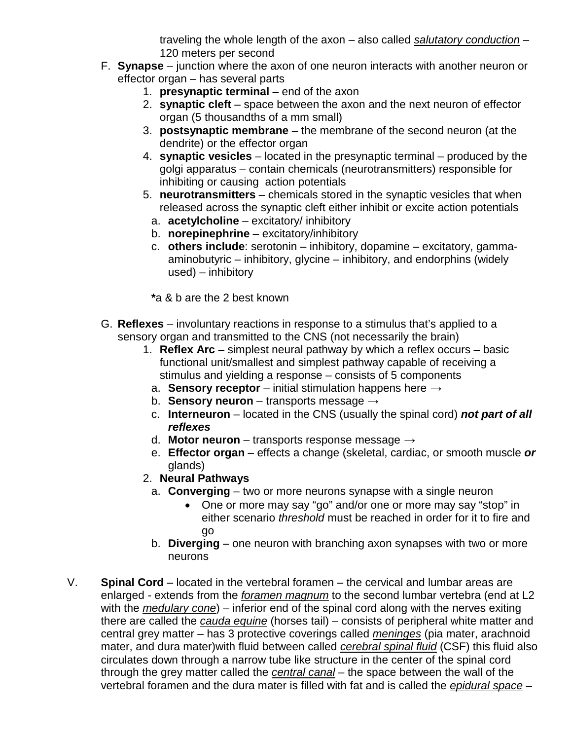traveling the whole length of the axon – also called *salutatory conduction* – 120 meters per second

F. **Synapse** – junction where the axon of one neuron interacts with another neuron or effector organ – has several parts
   1. **presynaptic terminal** – end of the axon
   2. **synaptic cleft** – space between the axon and the next neuron of effector organ (5 thousandths of a mm small)
   3. **postsynaptic membrane** – the membrane of the second neuron (at the dendrite) or the effector organ
   4. **synaptic vesicles** – located in the presynaptic terminal – produced by the golgi apparatus – contain chemicals (neurotransmitters) responsible for inhibiting or causing action potentials
   5. **neurotransmitters** – chemicals stored in the synaptic vesicles that when released across the synaptic cleft either inhibit or excite action potentials
      a. **acetylcholine** – excitatory/ inhibitory
      b. **norepinephrine** – excitatory/inhibitory
      c. **others include**: serotonin – inhibitory, dopamine – excitatory, gamma-aminobutyric – inhibitory, glycine – inhibitory, and endorphins (widely used) – inhibitory

      **\***a & b are the 2 best known

G. **Reflexes** – involuntary reactions in response to a stimulus that's applied to a sensory organ and transmitted to the CNS (not necessarily the brain)
   1. **Reflex Arc** – simplest neural pathway by which a reflex occurs – basic functional unit/smallest and simplest pathway capable of receiving a stimulus and yielding a response – consists of 5 components
      a. **Sensory receptor** – initial stimulation happens here →
      b. **Sensory neuron** – transports message →
      c. **Interneuron** – located in the CNS (usually the spinal cord) ***not part of all reflexes***
      d. **Motor neuron** – transports response message →
      e. **Effector organ** – effects a change (skeletal, cardiac, or smooth muscle ***or*** glands)
   2. **Neural Pathways**
      a. **Converging** – two or more neurons synapse with a single neuron
         - One or more may say "go" and/or one or more may say "stop" in either scenario *threshold* must be reached in order for it to fire and go
      b. **Diverging** – one neuron with branching axon synapses with two or more neurons

V. **Spinal Cord** – located in the vertebral foramen – the cervical and lumbar areas are enlarged - extends from the *foramen magnum* to the second lumbar vertebra (end at L2 with the *medulary cone*) – inferior end of the spinal cord along with the nerves exiting there are called the *cauda equine* (horses tail) – consists of peripheral white matter and central grey matter – has 3 protective coverings called *meninges* (pia mater, arachnoid mater, and dura mater)with fluid between called *cerebral spinal fluid* (CSF) this fluid also circulates down through a narrow tube like structure in the center of the spinal cord through the grey matter called the *central canal* – the space between the wall of the vertebral foramen and the dura mater is filled with fat and is called the *epidural space* –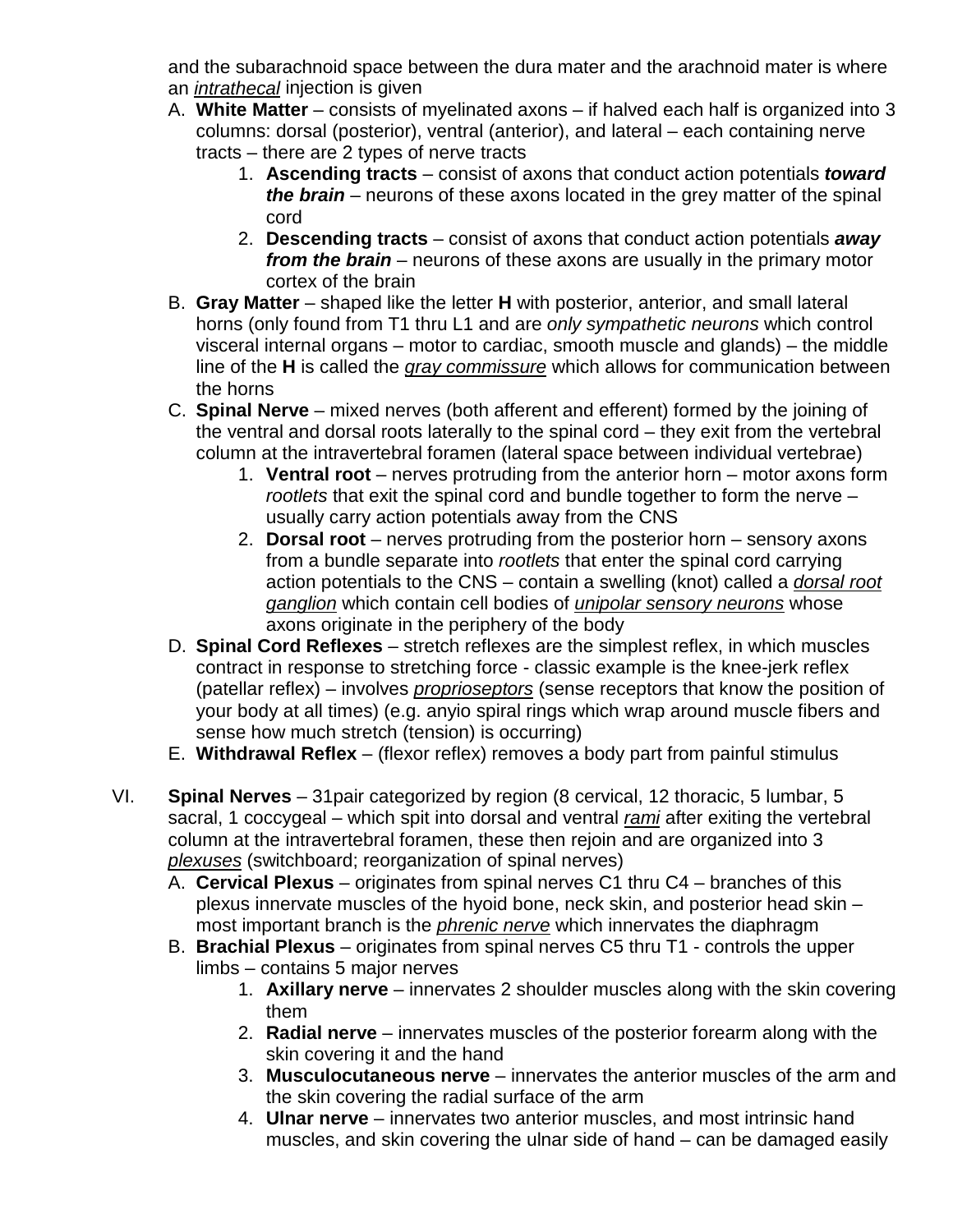and the subarachnoid space between the dura mater and the arachnoid mater is where an *intrathecal* injection is given

A. **White Matter** – consists of myelinated axons – if halved each half is organized into 3 columns: dorsal (posterior), ventral (anterior), and lateral – each containing nerve tracts – there are 2 types of nerve tracts
   1. **Ascending tracts** – consist of axons that conduct action potentials ***toward the brain*** – neurons of these axons located in the grey matter of the spinal cord
   2. **Descending tracts** – consist of axons that conduct action potentials ***away from the brain*** – neurons of these axons are usually in the primary motor cortex of the brain

B. **Gray Matter** – shaped like the letter **H** with posterior, anterior, and small lateral horns (only found from T1 thru L1 and are *only sympathetic neurons* which control visceral internal organs – motor to cardiac, smooth muscle and glands) – the middle line of the **H** is called the *gray commissure* which allows for communication between the horns

C. **Spinal Nerve** – mixed nerves (both afferent and efferent) formed by the joining of the ventral and dorsal roots laterally to the spinal cord – they exit from the vertebral column at the intravertebral foramen (lateral space between individual vertebrae)
   1. **Ventral root** – nerves protruding from the anterior horn – motor axons form *rootlets* that exit the spinal cord and bundle together to form the nerve – usually carry action potentials away from the CNS
   2. **Dorsal root** – nerves protruding from the posterior horn – sensory axons from a bundle separate into *rootlets* that enter the spinal cord carrying action potentials to the CNS – contain a swelling (knot) called a *dorsal root ganglion* which contain cell bodies of *unipolar sensory neurons* whose axons originate in the periphery of the body

D. **Spinal Cord Reflexes** – stretch reflexes are the simplest reflex, in which muscles contract in response to stretching force - classic example is the knee-jerk reflex (patellar reflex) – involves *proprioseptors* (sense receptors that know the position of your body at all times) (e.g. anyio spiral rings which wrap around muscle fibers and sense how much stretch (tension) is occurring)

E. **Withdrawal Reflex** – (flexor reflex) removes a body part from painful stimulus

VI. **Spinal Nerves** – 31pair categorized by region (8 cervical, 12 thoracic, 5 lumbar, 5 sacral, 1 coccygeal – which spit into dorsal and ventral *rami* after exiting the vertebral column at the intravertebral foramen, these then rejoin and are organized into 3 *plexuses* (switchboard; reorganization of spinal nerves)

A. **Cervical Plexus** – originates from spinal nerves C1 thru C4 – branches of this plexus innervate muscles of the hyoid bone, neck skin, and posterior head skin – most important branch is the *phrenic nerve* which innervates the diaphragm

B. **Brachial Plexus** – originates from spinal nerves C5 thru T1 - controls the upper limbs – contains 5 major nerves
   1. **Axillary nerve** – innervates 2 shoulder muscles along with the skin covering them
   2. **Radial nerve** – innervates muscles of the posterior forearm along with the skin covering it and the hand
   3. **Musculocutaneous nerve** – innervates the anterior muscles of the arm and the skin covering the radial surface of the arm
   4. **Ulnar nerve** – innervates two anterior muscles, and most intrinsic hand muscles, and skin covering the ulnar side of hand – can be damaged easily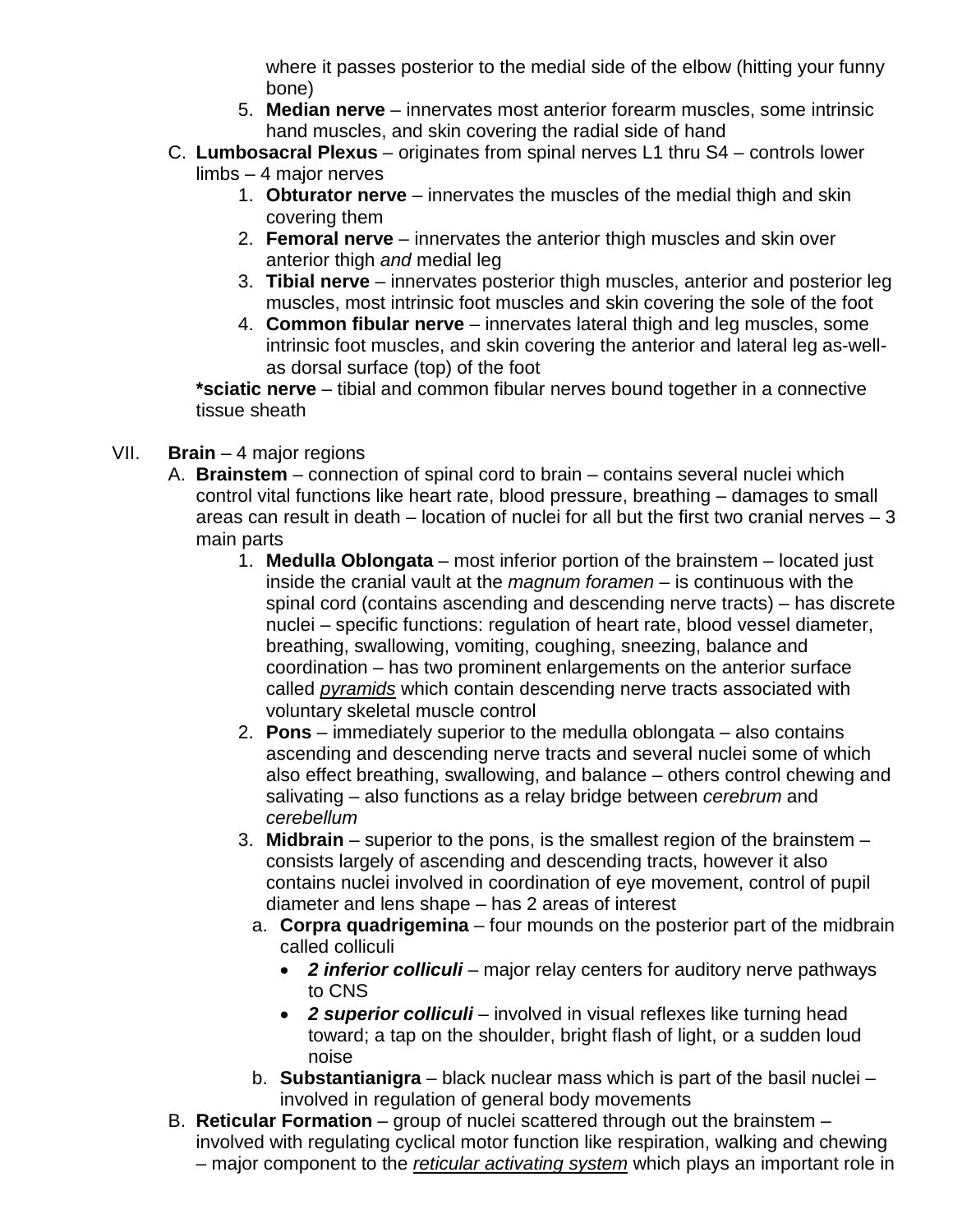where it passes posterior to the medial side of the elbow (hitting your funny bone)

5. **Median nerve** – innervates most anterior forearm muscles, some intrinsic hand muscles, and skin covering the radial side of hand

C. **Lumbosacral Plexus** – originates from spinal nerves L1 thru S4 – controls lower limbs – 4 major nerves

1. **Obturator nerve** – innervates the muscles of the medial thigh and skin covering them
2. **Femoral nerve** – innervates the anterior thigh muscles and skin over anterior thigh *and* medial leg
3. **Tibial nerve** – innervates posterior thigh muscles, anterior and posterior leg muscles, most intrinsic foot muscles and skin covering the sole of the foot
4. **Common fibular nerve** – innervates lateral thigh and leg muscles, some intrinsic foot muscles, and skin covering the anterior and lateral leg as-well-as dorsal surface (top) of the foot

**\*sciatic nerve** – tibial and common fibular nerves bound together in a connective tissue sheath

VII. **Brain** – 4 major regions

A. **Brainstem** – connection of spinal cord to brain – contains several nuclei which control vital functions like heart rate, blood pressure, breathing – damages to small areas can result in death – location of nuclei for all but the first two cranial nerves – 3 main parts

1. **Medulla Oblongata** – most inferior portion of the brainstem – located just inside the cranial vault at the *magnum foramen* – is continuous with the spinal cord (contains ascending and descending nerve tracts) – has discrete nuclei – specific functions: regulation of heart rate, blood vessel diameter, breathing, swallowing, vomiting, coughing, sneezing, balance and coordination – has two prominent enlargements on the anterior surface called *pyramids* which contain descending nerve tracts associated with voluntary skeletal muscle control
2. **Pons** – immediately superior to the medulla oblongata – also contains ascending and descending nerve tracts and several nuclei some of which also effect breathing, swallowing, and balance – others control chewing and salivating – also functions as a relay bridge between *cerebrum* and *cerebellum*
3. **Midbrain** – superior to the pons, is the smallest region of the brainstem – consists largely of ascending and descending tracts, however it also contains nuclei involved in coordination of eye movement, control of pupil diameter and lens shape – has 2 areas of interest
   a. **Corpra quadrigemina** – four mounds on the posterior part of the midbrain called colliculi
      - ***2 inferior colliculi*** – major relay centers for auditory nerve pathways to CNS
      - ***2 superior colliculi*** – involved in visual reflexes like turning head toward; a tap on the shoulder, bright flash of light, or a sudden loud noise

   b. **Substantianigra** – black nuclear mass which is part of the basil nuclei – involved in regulation of general body movements

B. **Reticular Formation** – group of nuclei scattered through out the brainstem – involved with regulating cyclical motor function like respiration, walking and chewing – major component to the *reticular activating system* which plays an important role in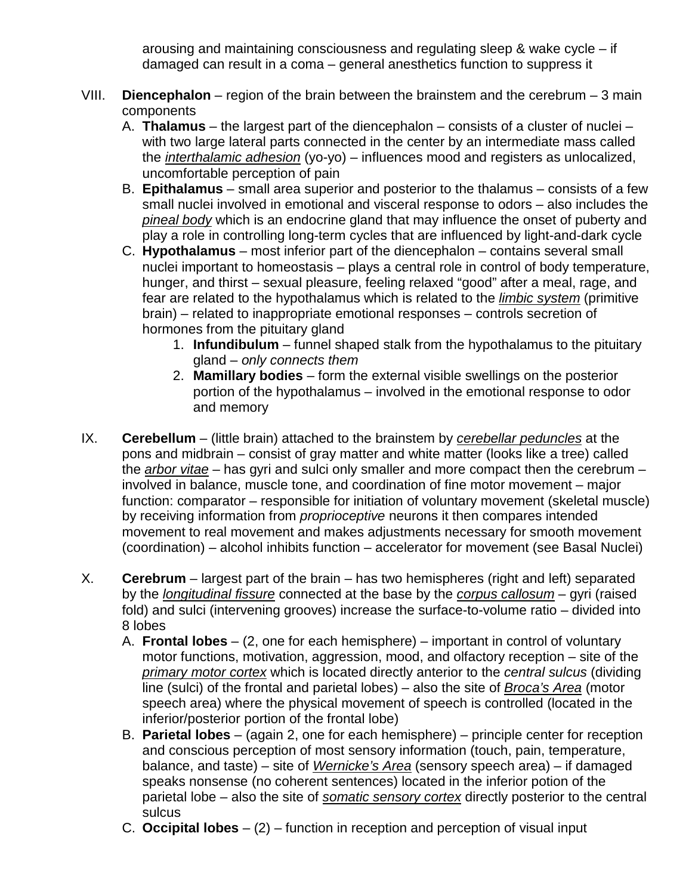arousing and maintaining consciousness and regulating sleep & wake cycle – if damaged can result in a coma – general anesthetics function to suppress it

VIII. **Diencephalon** – region of the brain between the brainstem and the cerebrum – 3 main components

   A. **Thalamus** – the largest part of the diencephalon – consists of a cluster of nuclei – with two large lateral parts connected in the center by an intermediate mass called the <u>*interthalamic adhesion*</u> (yo-yo) – influences mood and registers as unlocalized, uncomfortable perception of pain

   B. **Epithalamus** – small area superior and posterior to the thalamus – consists of a few small nuclei involved in emotional and visceral response to odors – also includes the <u>*pineal body*</u> which is an endocrine gland that may influence the onset of puberty and play a role in controlling long-term cycles that are influenced by light-and-dark cycle

   C. **Hypothalamus** – most inferior part of the diencephalon – contains several small nuclei important to homeostasis – plays a central role in control of body temperature, hunger, and thirst – sexual pleasure, feeling relaxed "good" after a meal, rage, and fear are related to the hypothalamus which is related to the <u>*limbic system*</u> (primitive brain) – related to inappropriate emotional responses – controls secretion of hormones from the pituitary gland

      1. **Infundibulum** – funnel shaped stalk from the hypothalamus to the pituitary gland – *only connects them*
      2. **Mamillary bodies** – form the external visible swellings on the posterior portion of the hypothalamus – involved in the emotional response to odor and memory

IX. **Cerebellum** – (little brain) attached to the brainstem by <u>*cerebellar peduncles*</u> at the pons and midbrain – consist of gray matter and white matter (looks like a tree) called the <u>*arbor vitae*</u> – has gyri and sulci only smaller and more compact then the cerebrum – involved in balance, muscle tone, and coordination of fine motor movement – major function: comparator – responsible for initiation of voluntary movement (skeletal muscle) by receiving information from *proprioceptive* neurons it then compares intended movement to real movement and makes adjustments necessary for smooth movement (coordination) – alcohol inhibits function – accelerator for movement (see Basal Nuclei)

X. **Cerebrum** – largest part of the brain – has two hemispheres (right and left) separated by the <u>*longitudinal fissure*</u> connected at the base by the <u>*corpus callosum*</u> – gyri (raised fold) and sulci (intervening grooves) increase the surface-to-volume ratio – divided into 8 lobes

   A. **Frontal lobes** – (2, one for each hemisphere) – important in control of voluntary motor functions, motivation, aggression, mood, and olfactory reception – site of the <u>*primary motor cortex*</u> which is located directly anterior to the *central sulcus* (dividing line (sulci) of the frontal and parietal lobes) – also the site of <u>*Broca's Area*</u> (motor speech area) where the physical movement of speech is controlled (located in the inferior/posterior portion of the frontal lobe)

   B. **Parietal lobes** – (again 2, one for each hemisphere) – principle center for reception and conscious perception of most sensory information (touch, pain, temperature, balance, and taste) – site of <u>*Wernicke's Area*</u> (sensory speech area) – if damaged speaks nonsense (no coherent sentences) located in the inferior potion of the parietal lobe – also the site of <u>*somatic sensory cortex*</u> directly posterior to the central sulcus

   C. **Occipital lobes** – (2) – function in reception and perception of visual input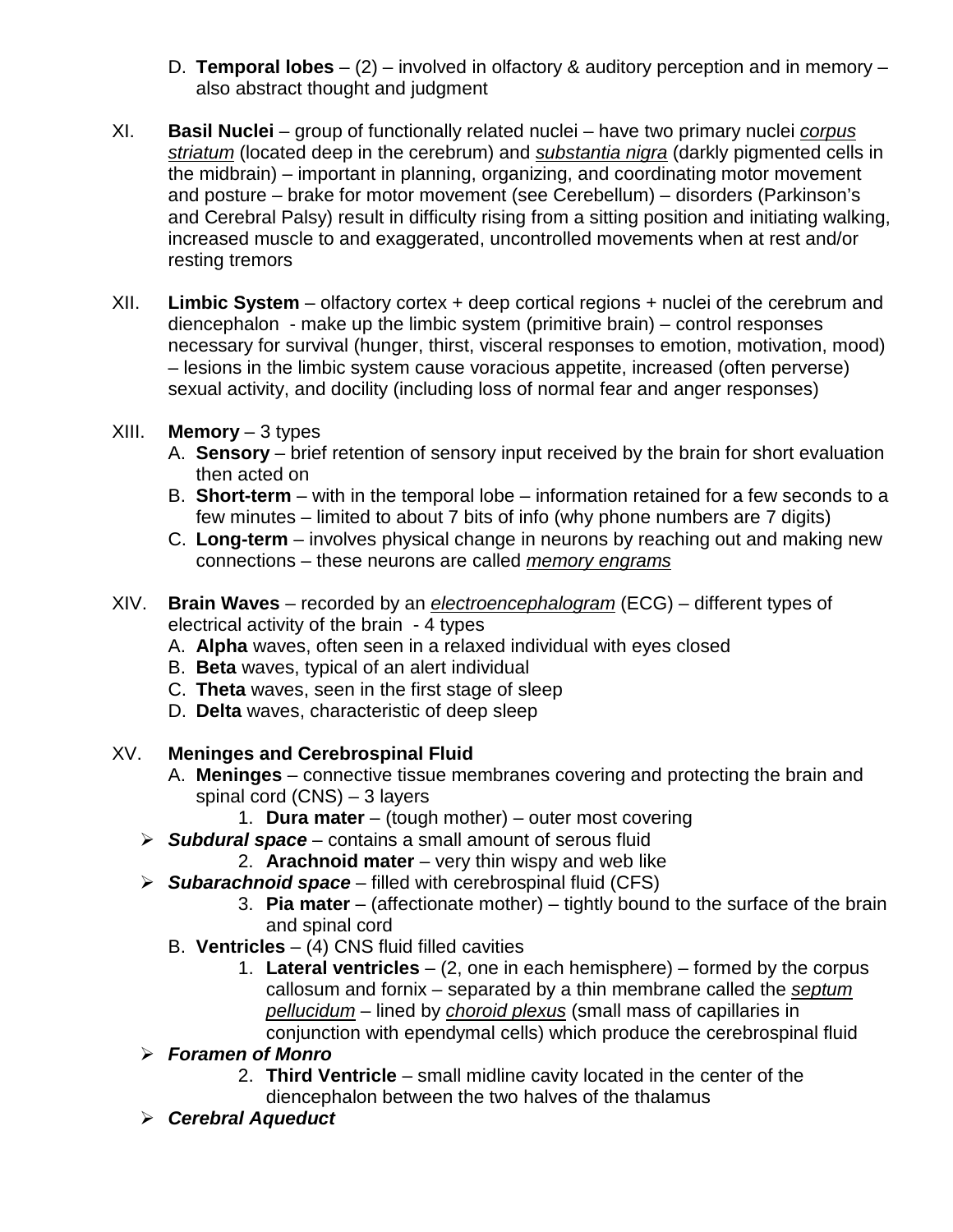D. **Temporal lobes** – (2) – involved in olfactory & auditory perception and in memory – also abstract thought and judgment

XI. **Basil Nuclei** – group of functionally related nuclei – have two primary nuclei *corpus striatum* (located deep in the cerebrum) and *substantia nigra* (darkly pigmented cells in the midbrain) – important in planning, organizing, and coordinating motor movement and posture – brake for motor movement (see Cerebellum) – disorders (Parkinson's and Cerebral Palsy) result in difficulty rising from a sitting position and initiating walking, increased muscle to and exaggerated, uncontrolled movements when at rest and/or resting tremors

XII. **Limbic System** – olfactory cortex + deep cortical regions + nuclei of the cerebrum and diencephalon - make up the limbic system (primitive brain) – control responses necessary for survival (hunger, thirst, visceral responses to emotion, motivation, mood) – lesions in the limbic system cause voracious appetite, increased (often perverse) sexual activity, and docility (including loss of normal fear and anger responses)

XIII. **Memory** – 3 types

A. **Sensory** – brief retention of sensory input received by the brain for short evaluation then acted on

B. **Short-term** – with in the temporal lobe – information retained for a few seconds to a few minutes – limited to about 7 bits of info (why phone numbers are 7 digits)

C. **Long-term** – involves physical change in neurons by reaching out and making new connections – these neurons are called *memory engrams*

XIV. **Brain Waves** – recorded by an *electroencephalogram* (ECG) – different types of electrical activity of the brain - 4 types

A. **Alpha** waves, often seen in a relaxed individual with eyes closed

B. **Beta** waves, typical of an alert individual

C. **Theta** waves, seen in the first stage of sleep

D. **Delta** waves, characteristic of deep sleep

XV. **Meninges and Cerebrospinal Fluid**

A. **Meninges** – connective tissue membranes covering and protecting the brain and spinal cord (CNS) – 3 layers

1. **Dura mater** – (tough mother) – outer most covering

- ***Subdural space*** – contains a small amount of serous fluid

2. **Arachnoid mater** – very thin wispy and web like

- ***Subarachnoid space*** – filled with cerebrospinal fluid (CFS)

3. **Pia mater** – (affectionate mother) – tightly bound to the surface of the brain and spinal cord

B. **Ventricles** – (4) CNS fluid filled cavities

1. **Lateral ventricles** – (2, one in each hemisphere) – formed by the corpus callosum and fornix – separated by a thin membrane called the *septum pellucidum* – lined by *choroid plexus* (small mass of capillaries in conjunction with ependymal cells) which produce the cerebrospinal fluid

- ***Foramen of Monro***

2. **Third Ventricle** – small midline cavity located in the center of the diencephalon between the two halves of the thalamus

- ***Cerebral Aqueduct***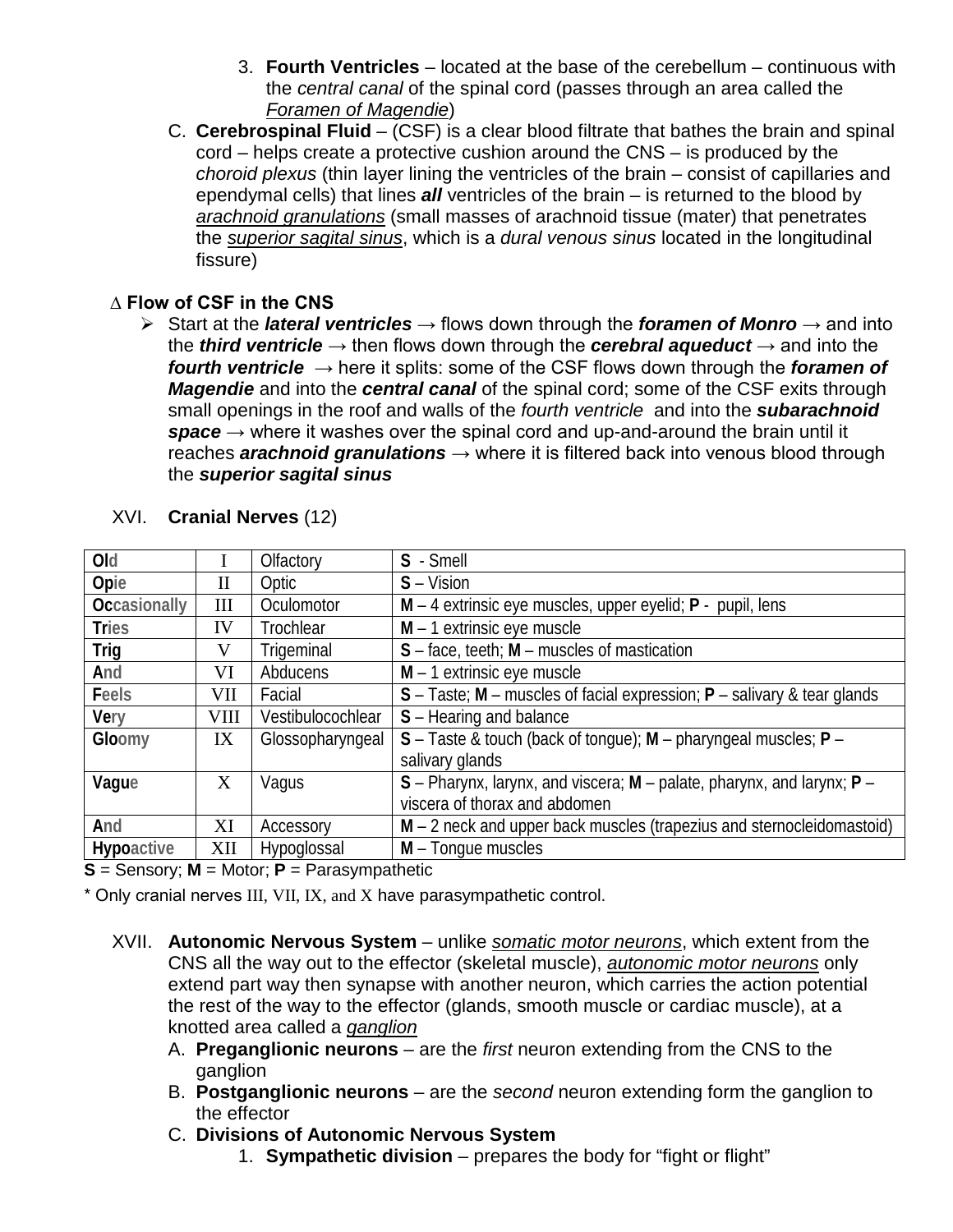3. **Fourth Ventricles** – located at the base of the cerebellum – continuous with the *central canal* of the spinal cord (passes through an area called the *Foramen of Magendie*)

C. **Cerebrospinal Fluid** – (CSF) is a clear blood filtrate that bathes the brain and spinal cord – helps create a protective cushion around the CNS – is produced by the *choroid plexus* (thin layer lining the ventricles of the brain – consist of capillaries and ependymal cells) that lines ***all*** ventricles of the brain – is returned to the blood by *arachnoid granulations* (small masses of arachnoid tissue (mater) that penetrates the *superior sagital sinus*, which is a *dural venous sinus* located in the longitudinal fissure)

**∆ Flow of CSF in the CNS**

- Start at the ***lateral ventricles*** → flows down through the ***foramen of Monro*** → and into the ***third ventricle*** → then flows down through the ***cerebral aqueduct*** → and into the ***fourth ventricle*** → here it splits: some of the CSF flows down through the ***foramen of Magendie*** and into the ***central canal*** of the spinal cord; some of the CSF exits through small openings in the roof and walls of the *fourth ventricle* and into the ***subarachnoid space*** → where it washes over the spinal cord and up-and-around the brain until it reaches ***arachnoid granulations*** → where it is filtered back into venous blood through the ***superior sagital sinus***

XVI. **Cranial Nerves** (12)

| | | | |
|---|---|---|---|
| **Ol**d | I | Olfactory | **S** - Smell |
| **Op**ie | II | Optic | **S** – Vision |
| **Oc**casionally | III | Oculomotor | **M** – 4 extrinsic eye muscles, upper eyelid; **P** - pupil, lens |
| **Tr**ies | IV | Trochlear | **M** – 1 extrinsic eye muscle |
| **Trig** | V | Trigeminal | **S** – face, teeth; **M** – muscles of mastication |
| **A**nd | VI | Abducens | **M** – 1 extrinsic eye muscle |
| **F**eels | VII | Facial | **S** – Taste; **M** – muscles of facial expression; **P** – salivary & tear glands |
| **Ve**ry | VIII | Vestibulocochlear | **S** – Hearing and balance |
| **Glo**omy | IX | Glossopharyngeal | **S** – Taste & touch (back of tongue); **M** – pharyngeal muscles; **P** – salivary glands |
| **Vagu**e | X | Vagus | **S** – Pharynx, larynx, and viscera; **M** – palate, pharynx, and larynx; **P** – viscera of thorax and abdomen |
| **A**nd | XI | Accessory | **M** – 2 neck and upper back muscles (trapezius and sternocleidomastoid) |
| **Hypo**active | XII | Hypoglossal | **M** – Tongue muscles |

**S** = Sensory; **M** = Motor; **P** = Parasympathetic

\* Only cranial nerves III, VII, IX, and X have parasympathetic control.

XVII. **Autonomic Nervous System** – unlike *somatic motor neurons*, which extent from the CNS all the way out to the effector (skeletal muscle), *autonomic motor neurons* only extend part way then synapse with another neuron, which carries the action potential the rest of the way to the effector (glands, smooth muscle or cardiac muscle), at a knotted area called a *ganglion*

A. **Preganglionic neurons** – are the *first* neuron extending from the CNS to the ganglion

B. **Postganglionic neurons** – are the *second* neuron extending form the ganglion to the effector

C. **Divisions of Autonomic Nervous System**

1. **Sympathetic division** – prepares the body for "fight or flight"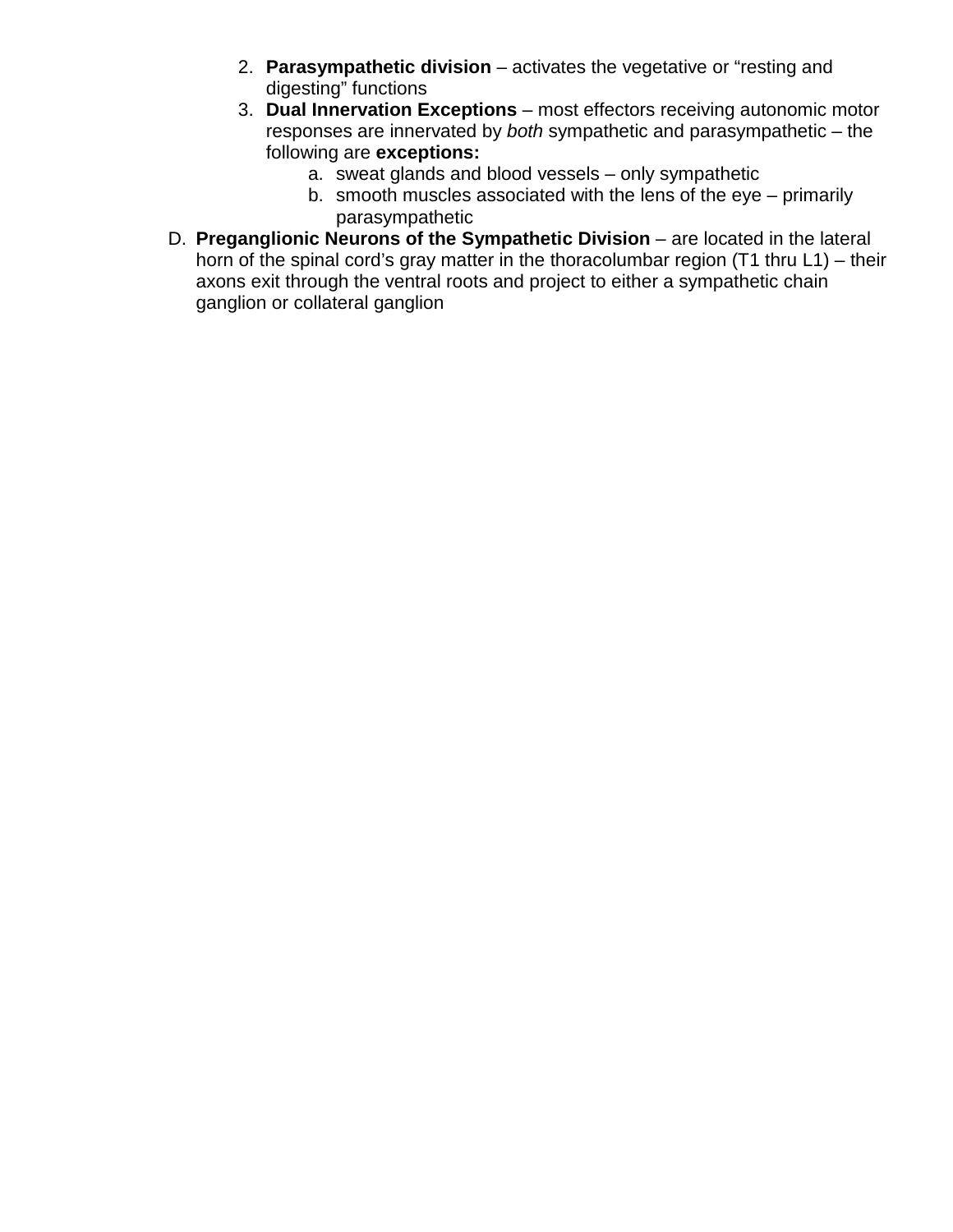2. **Parasympathetic division** – activates the vegetative or “resting and digesting” functions
3. **Dual Innervation Exceptions** – most effectors receiving autonomic motor responses are innervated by *both* sympathetic and parasympathetic – the following are **exceptions:**
    a. sweat glands and blood vessels – only sympathetic
    b. smooth muscles associated with the lens of the eye – primarily parasympathetic

D. **Preganglionic Neurons of the Sympathetic Division** – are located in the lateral horn of the spinal cord’s gray matter in the thoracolumbar region (T1 thru L1) – their axons exit through the ventral roots and project to either a sympathetic chain ganglion or collateral ganglion